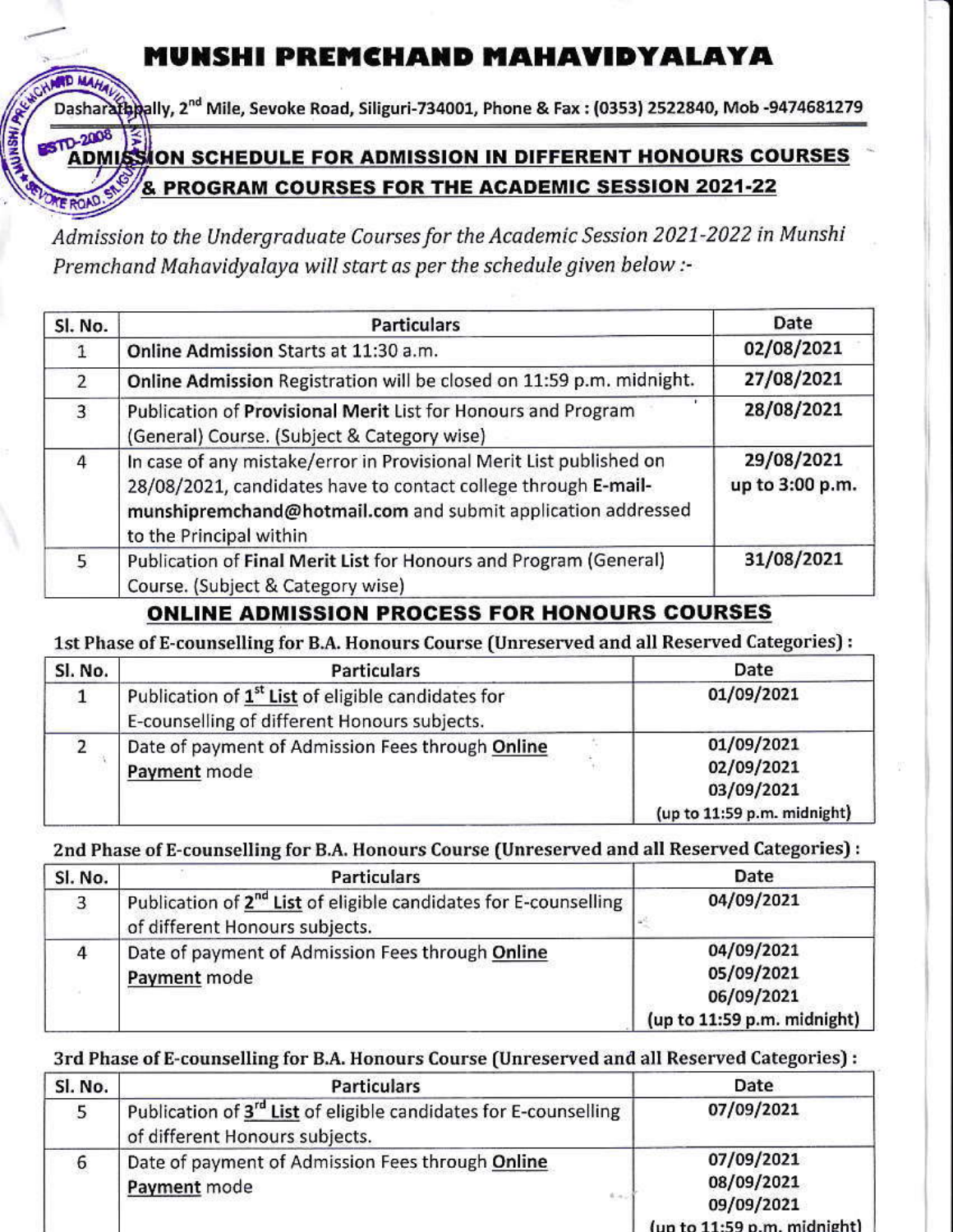# MUNSHI PREMCHAND MAHAVIDYALAYA

Dasharathpally, 2nd Mile, Sevoke Road, Siliguri-734001, Phone & Fax : (0353) 2522840, Mob -9474681279

## ADMISSION SCHEDULE FOR ADMISSION IN DIFFERENT HONOURS COURSES & PROGRAM COURSES FOR THE ACADEMIC SESSION 2021-22

*Admission to the Undergraduate Courses for the Academic Session 2021-2022 in Munshi Premchand Mahavidyalaya will start as per the schedule given below :-*

| Sl. No. | Particulars | Date |
|---|---|---|
| 1 | **Online Admission** Starts at 11:30 a.m. | **02/08/2021** |
| 2 | **Online Admission** Registration will be closed on 11:59 p.m. midnight. | **27/08/2021** |
| 3 | Publication of **Provisional Merit** List for Honours and Program (General) Course. (Subject & Category wise) | **28/08/2021** |
| 4 | In case of any mistake/error in Provisional Merit List published on 28/08/2021, candidates have to contact college through **E-mail- munshipremchand@hotmail.com** and submit application addressed to the Principal within | **29/08/2021 up to 3:00 p.m.** |
| 5 | Publication of **Final Merit List** for Honours and Program (General) Course. (Subject & Category wise) | **31/08/2021** |

## ONLINE ADMISSION PROCESS FOR HONOURS COURSES

**1st Phase of E-counselling for B.A. Honours Course (Unreserved and all Reserved Categories) :**

| Sl. No. | Particulars | Date |
|---|---|---|
| 1 | Publication of **1st List** of eligible candidates for E-counselling of different Honours subjects. | **01/09/2021** |
| 2 | Date of payment of Admission Fees through **Online Payment** mode | **01/09/2021 02/09/2021 03/09/2021 (up to 11:59 p.m. midnight)** |

**2nd Phase of E-counselling for B.A. Honours Course (Unreserved and all Reserved Categories) :**

| Sl. No. | Particulars | Date |
|---|---|---|
| 3 | Publication of **2nd List** of eligible candidates for E-counselling of different Honours subjects. | **04/09/2021** |
| 4 | Date of payment of Admission Fees through **Online Payment** mode | **04/09/2021 05/09/2021 06/09/2021 (up to 11:59 p.m. midnight)** |

**3rd Phase of E-counselling for B.A. Honours Course (Unreserved and all Reserved Categories) :**

| Sl. No. | Particulars | Date |
|---|---|---|
| 5 | Publication of **3rd List** of eligible candidates for E-counselling of different Honours subjects. | **07/09/2021** |
| 6 | Date of payment of Admission Fees through **Online Payment** mode | **07/09/2021 08/09/2021 09/09/2021 (up to 11:59 p.m. midnight)** |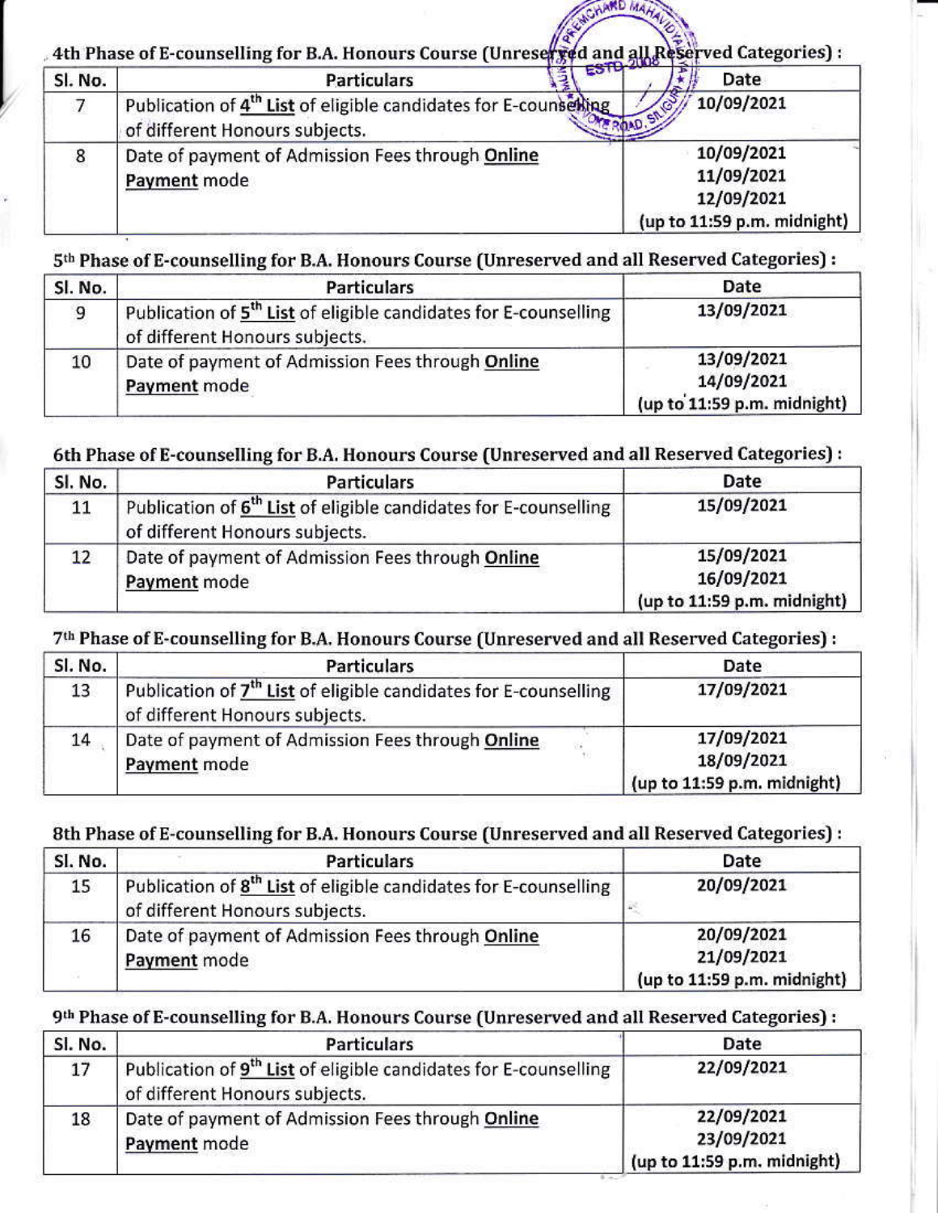4th Phase of E-counselling for B.A. Honours Course (Unreserved and all Reserved Categories) :

| Sl. No. | Particulars | Date |
|---|---|---|
| 7 | Publication of **4th List** of eligible candidates for E-counselling of different Honours subjects. | 10/09/2021 |
| 8 | Date of payment of Admission Fees through **Online Payment** mode | 10/09/2021<br>11/09/2021<br>12/09/2021<br>(up to 11:59 p.m. midnight) |

5th Phase of E-counselling for B.A. Honours Course (Unreserved and all Reserved Categories) :

| Sl. No. | Particulars | Date |
|---|---|---|
| 9 | Publication of **5th List** of eligible candidates for E-counselling of different Honours subjects. | 13/09/2021 |
| 10 | Date of payment of Admission Fees through **Online Payment** mode | 13/09/2021<br>14/09/2021<br>(up to 11:59 p.m. midnight) |

6th Phase of E-counselling for B.A. Honours Course (Unreserved and all Reserved Categories) :

| Sl. No. | Particulars | Date |
|---|---|---|
| 11 | Publication of **6th List** of eligible candidates for E-counselling of different Honours subjects. | 15/09/2021 |
| 12 | Date of payment of Admission Fees through **Online Payment** mode | 15/09/2021<br>16/09/2021<br>(up to 11:59 p.m. midnight) |

7th Phase of E-counselling for B.A. Honours Course (Unreserved and all Reserved Categories) :

| Sl. No. | Particulars | Date |
|---|---|---|
| 13 | Publication of **7th List** of eligible candidates for E-counselling of different Honours subjects. | 17/09/2021 |
| 14 | Date of payment of Admission Fees through **Online Payment** mode | 17/09/2021<br>18/09/2021<br>(up to 11:59 p.m. midnight) |

8th Phase of E-counselling for B.A. Honours Course (Unreserved and all Reserved Categories) :

| Sl. No. | Particulars | Date |
|---|---|---|
| 15 | Publication of **8th List** of eligible candidates for E-counselling of different Honours subjects. | 20/09/2021 |
| 16 | Date of payment of Admission Fees through **Online Payment** mode | 20/09/2021<br>21/09/2021<br>(up to 11:59 p.m. midnight) |

9th Phase of E-counselling for B.A. Honours Course (Unreserved and all Reserved Categories) :

| Sl. No. | Particulars | Date |
|---|---|---|
| 17 | Publication of **9th List** of eligible candidates for E-counselling of different Honours subjects. | 22/09/2021 |
| 18 | Date of payment of Admission Fees through **Online Payment** mode | 22/09/2021<br>23/09/2021<br>(up to 11:59 p.m. midnight) |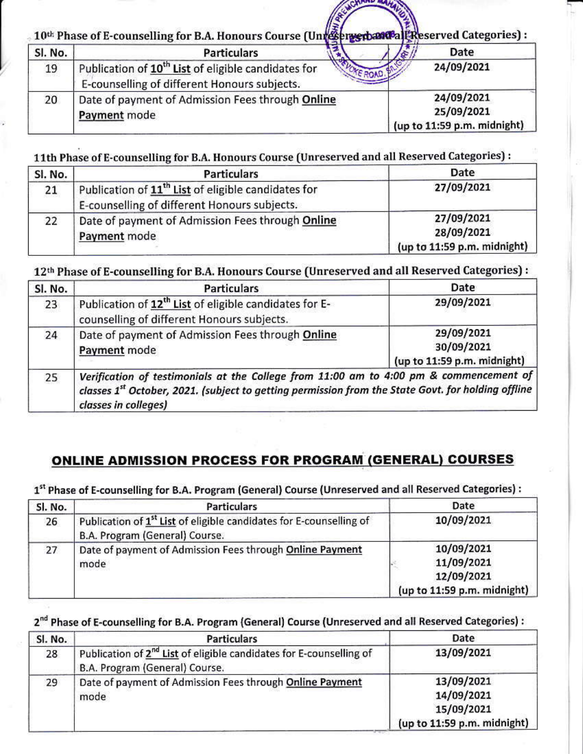10th Phase of E-counselling for B.A. Honours Course (Unreserved and all Reserved Categories) :

| Sl. No. | Particulars | Date |
|---|---|---|
| 19 | Publication of **10th List** of eligible candidates for E-counselling of different Honours subjects. | 24/09/2021 |
| 20 | Date of payment of Admission Fees through **Online Payment** mode | 24/09/2021<br>25/09/2021<br>(up to 11:59 p.m. midnight) |

11th Phase of E-counselling for B.A. Honours Course (Unreserved and all Reserved Categories) :

| Sl. No. | Particulars | Date |
|---|---|---|
| 21 | Publication of **11th List** of eligible candidates for E-counselling of different Honours subjects. | 27/09/2021 |
| 22 | Date of payment of Admission Fees through **Online Payment** mode | 27/09/2021<br>28/09/2021<br>(up to 11:59 p.m. midnight) |

12th Phase of E-counselling for B.A. Honours Course (Unreserved and all Reserved Categories) :

| Sl. No. | Particulars | Date |
|---|---|---|
| 23 | Publication of **12th List** of eligible candidates for E-counselling of different Honours subjects. | 29/09/2021 |
| 24 | Date of payment of Admission Fees through **Online Payment** mode | 29/09/2021<br>30/09/2021<br>(up to 11:59 p.m. midnight) |
| 25 | *Verification of testimonials at the College from 11:00 am to 4:00 pm & commencement of classes 1st October, 2021. (subject to getting permission from the State Govt. for holding offline classes in colleges)* | |

## ONLINE ADMISSION PROCESS FOR PROGRAM (GENERAL) COURSES

1st Phase of E-counselling for B.A. Program (General) Course (Unreserved and all Reserved Categories) :

| Sl. No. | Particulars | Date |
|---|---|---|
| 26 | Publication of **1st List** of eligible candidates for E-counselling of B.A. Program (General) Course. | 10/09/2021 |
| 27 | Date of payment of Admission Fees through **Online Payment** mode | 10/09/2021<br>11/09/2021<br>12/09/2021<br>(up to 11:59 p.m. midnight) |

2nd Phase of E-counselling for B.A. Program (General) Course (Unreserved and all Reserved Categories) :

| Sl. No. | Particulars | Date |
|---|---|---|
| 28 | Publication of **2nd List** of eligible candidates for E-counselling of B.A. Program (General) Course. | 13/09/2021 |
| 29 | Date of payment of Admission Fees through **Online Payment** mode | 13/09/2021<br>14/09/2021<br>15/09/2021<br>(up to 11:59 p.m. midnight) |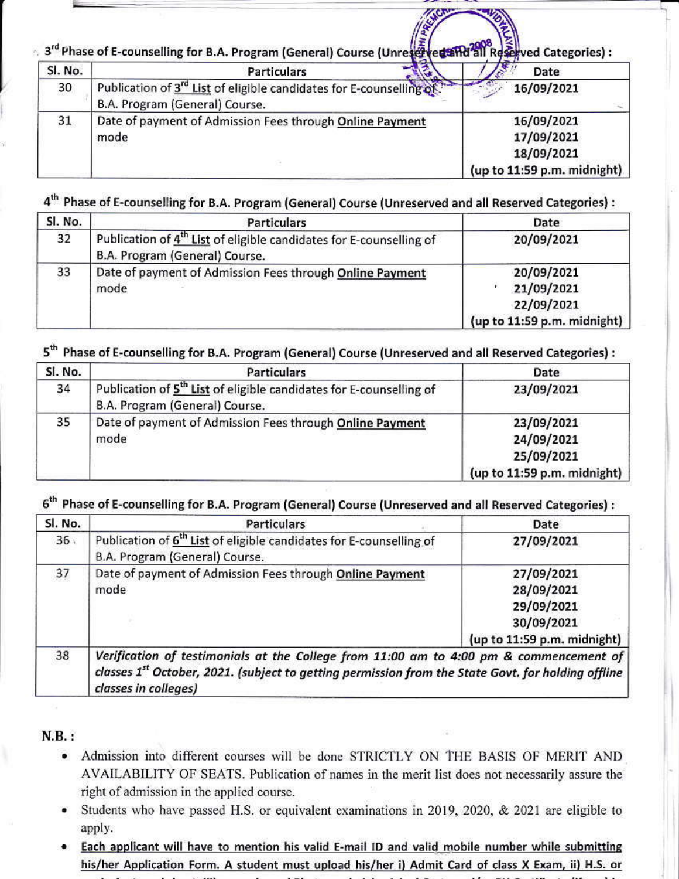3rd Phase of E-counselling for B.A. Program (General) Course (Unreserved and all Reserved Categories) :

| Sl. No. | Particulars | Date |
|---|---|---|
| 30 | Publication of **3rd List** of eligible candidates for E-counselling of B.A. Program (General) Course. | 16/09/2021 |
| 31 | Date of payment of Admission Fees through **Online Payment** mode | 16/09/2021<br>17/09/2021<br>18/09/2021<br>(up to 11:59 p.m. midnight) |

4th Phase of E-counselling for B.A. Program (General) Course (Unreserved and all Reserved Categories) :

| Sl. No. | Particulars | Date |
|---|---|---|
| 32 | Publication of **4th List** of eligible candidates for E-counselling of B.A. Program (General) Course. | 20/09/2021 |
| 33 | Date of payment of Admission Fees through **Online Payment** mode | 20/09/2021<br>21/09/2021<br>22/09/2021<br>(up to 11:59 p.m. midnight) |

5th Phase of E-counselling for B.A. Program (General) Course (Unreserved and all Reserved Categories) :

| Sl. No. | Particulars | Date |
|---|---|---|
| 34 | Publication of **5th List** of eligible candidates for E-counselling of B.A. Program (General) Course. | 23/09/2021 |
| 35 | Date of payment of Admission Fees through **Online Payment** mode | 23/09/2021<br>24/09/2021<br>25/09/2021<br>(up to 11:59 p.m. midnight) |

6th Phase of E-counselling for B.A. Program (General) Course (Unreserved and all Reserved Categories) :

| Sl. No. | Particulars | Date |
|---|---|---|
| 36 | Publication of **6th List** of eligible candidates for E-counselling of B.A. Program (General) Course. | 27/09/2021 |
| 37 | Date of payment of Admission Fees through **Online Payment** mode | 27/09/2021<br>28/09/2021<br>29/09/2021<br>30/09/2021<br>(up to 11:59 p.m. midnight) |
| 38 | *Verification of testimonials at the College from 11:00 am to 4:00 pm & commencement of classes 1st October, 2021. (subject to getting permission from the State Govt. for holding offline classes in colleges)* | |

**N.B. :**

- Admission into different courses will be done STRICTLY ON THE BASIS OF MERIT AND AVAILABILITY OF SEATS. Publication of names in the merit list does not necessarily assure the right of admission in the applied course.
- Students who have passed H.S. or equivalent examinations in 2019, 2020, & 2021 are eligible to apply.
- **Each applicant will have to mention his valid E-mail ID and valid mobile number while submitting his/her Application Form. A student must upload his/her i) Admit Card of class X Exam, ii) H.S. or**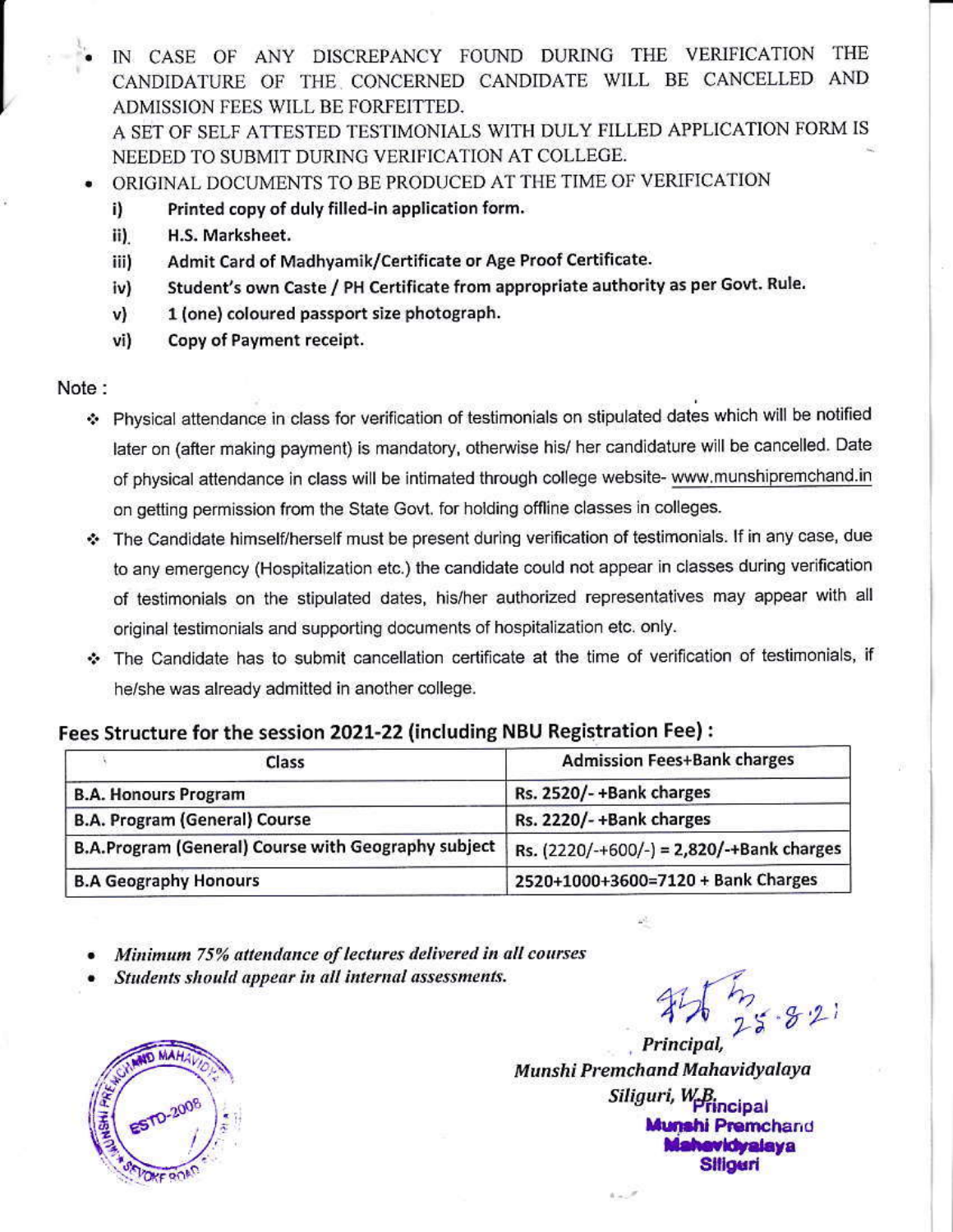- IN CASE OF ANY DISCREPANCY FOUND DURING THE VERIFICATION THE CANDIDATURE OF THE CONCERNED CANDIDATE WILL BE CANCELLED AND ADMISSION FEES WILL BE FORFEITTED.

  A SET OF SELF ATTESTED TESTIMONIALS WITH DULY FILLED APPLICATION FORM IS NEEDED TO SUBMIT DURING VERIFICATION AT COLLEGE.
- ORIGINAL DOCUMENTS TO BE PRODUCED AT THE TIME OF VERIFICATION
  - i) **Printed copy of duly filled-in application form.**
  - ii) **H.S. Marksheet.**
  - iii) **Admit Card of Madhyamik/Certificate or Age Proof Certificate.**
  - iv) **Student's own Caste / PH Certificate from appropriate authority as per Govt. Rule.**
  - v) **1 (one) coloured passport size photograph.**
  - vi) **Copy of Payment receipt.**

Note :

- Physical attendance in class for verification of testimonials on stipulated dates which will be notified later on (after making payment) is mandatory, otherwise his/ her candidature will be cancelled. Date of physical attendance in class will be intimated through college website- www.munshipremchand.in on getting permission from the State Govt. for holding offline classes in colleges.
- The Candidate himself/herself must be present during verification of testimonials. If in any case, due to any emergency (Hospitalization etc.) the candidate could not appear in classes during verification of testimonials on the stipulated dates, his/her authorized representatives may appear with all original testimonials and supporting documents of hospitalization etc. only.
- The Candidate has to submit cancellation certificate at the time of verification of testimonials, if he/she was already admitted in another college.

## Fees Structure for the session 2021-22 (including NBU Registration Fee) :

| Class | Admission Fees+Bank charges |
|---|---|
| **B.A. Honours Program** | **Rs. 2520/- +Bank charges** |
| **B.A. Program (General) Course** | **Rs. 2220/- +Bank charges** |
| **B.A.Program (General) Course with Geography subject** | Rs. (2220/-+600/-) = 2,820/-+Bank charges |
| **B.A Geography Honours** | **2520+1000+3600=7120 + Bank Charges** |

- *Minimum 75% attendance of lectures delivered in all courses*
- *Students should appear in all internal assessments.*

25.8.21

*Principal,*

*Munshi Premchand Mahavidyalaya*

*Siliguri, W.B.*

**Principal**
**Munshi Premchand**
**Mahavidyalaya**
**Siliguri**

MUNSHI PREMCHAND MAHAVIDYALAYA
ESTD-2008
SEVOKE ROAD